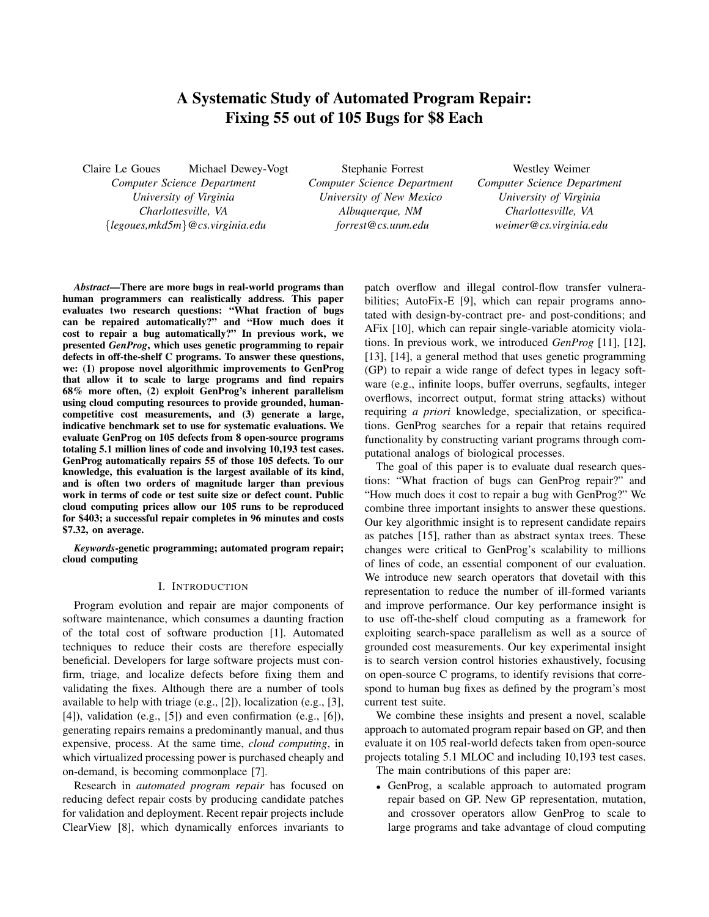# A Systematic Study of Automated Program Repair: Fixing 55 out of 105 Bugs for $8 Each

Claire Le Goues, Michael Dewey-Vogt
*Computer Science Department*
*University of Virginia*
*Charlottesville, VA*
*{legoues,mkd5m}@cs.virginia.edu*

Stephanie Forrest
*Computer Science Department*
*University of New Mexico*
*Albuquerque, NM*
*forrest@cs.unm.edu*

Westley Weimer
*Computer Science Department*
*University of Virginia*
*Charlottesville, VA*
*weimer@cs.virginia.edu*

***Abstract*—There are more bugs in real-world programs than human programmers can realistically address. This paper evaluates two research questions: "What fraction of bugs can be repaired automatically?" and "How much does it cost to repair a bug automatically?" In previous work, we presented *GenProg*, which uses genetic programming to repair defects in off-the-shelf C programs. To answer these questions, we: (1) propose novel algorithmic improvements to GenProg that allow it to scale to large programs and find repairs 68% more often, (2) exploit GenProg's inherent parallelism using cloud computing resources to provide grounded, human-competitive cost measurements, and (3) generate a large, indicative benchmark set to use for systematic evaluations. We evaluate GenProg on 105 defects from 8 open-source programs totaling 5.1 million lines of code and involving 10,193 test cases. GenProg automatically repairs 55 of those 105 defects. To our knowledge, this evaluation is the largest available of its kind, and is often two orders of magnitude larger than previous work in terms of code or test suite size or defect count. Public cloud computing prices allow our 105 runs to be reproduced for $403; a successful repair completes in 96 minutes and costs $7.32, on average.**

***Keywords*-genetic programming; automated program repair; cloud computing**

## I. Introduction

Program evolution and repair are major components of software maintenance, which consumes a daunting fraction of the total cost of software production [1]. Automated techniques to reduce their costs are therefore especially beneficial. Developers for large software projects must confirm, triage, and localize defects before fixing them and validating the fixes. Although there are a number of tools available to help with triage (e.g., [2]), localization (e.g., [3], [4]), validation (e.g., [5]) and even confirmation (e.g., [6]), generating repairs remains a predominantly manual, and thus expensive, process. At the same time, *cloud computing*, in which virtualized processing power is purchased cheaply and on-demand, is becoming commonplace [7].

Research in *automated program repair* has focused on reducing defect repair costs by producing candidate patches for validation and deployment. Recent repair projects include ClearView [8], which dynamically enforces invariants to patch overflow and illegal control-flow transfer vulnerabilities; AutoFix-E [9], which can repair programs annotated with design-by-contract pre- and post-conditions; and AFix [10], which can repair single-variable atomicity violations. In previous work, we introduced *GenProg* [11], [12], [13], [14], a general method that uses genetic programming (GP) to repair a wide range of defect types in legacy software (e.g., infinite loops, buffer overruns, segfaults, integer overflows, incorrect output, format string attacks) without requiring *a priori* knowledge, specialization, or specifications. GenProg searches for a repair that retains required functionality by constructing variant programs through computational analogs of biological processes.

The goal of this paper is to evaluate dual research questions: "What fraction of bugs can GenProg repair?" and "How much does it cost to repair a bug with GenProg?" We combine three important insights to answer these questions. Our key algorithmic insight is to represent candidate repairs as patches [15], rather than as abstract syntax trees. These changes were critical to GenProg's scalability to millions of lines of code, an essential component of our evaluation. We introduce new search operators that dovetail with this representation to reduce the number of ill-formed variants and improve performance. Our key performance insight is to use off-the-shelf cloud computing as a framework for exploiting search-space parallelism as well as a source of grounded cost measurements. Our key experimental insight is to search version control histories exhaustively, focusing on open-source C programs, to identify revisions that correspond to human bug fixes as defined by the program's most current test suite.

We combine these insights and present a novel, scalable approach to automated program repair based on GP, and then evaluate it on 105 real-world defects taken from open-source projects totaling 5.1 MLOC and including 10,193 test cases.

The main contributions of this paper are:

- GenProg, a scalable approach to automated program repair based on GP. New GP representation, mutation, and crossover operators allow GenProg to scale to large programs and take advantage of cloud computing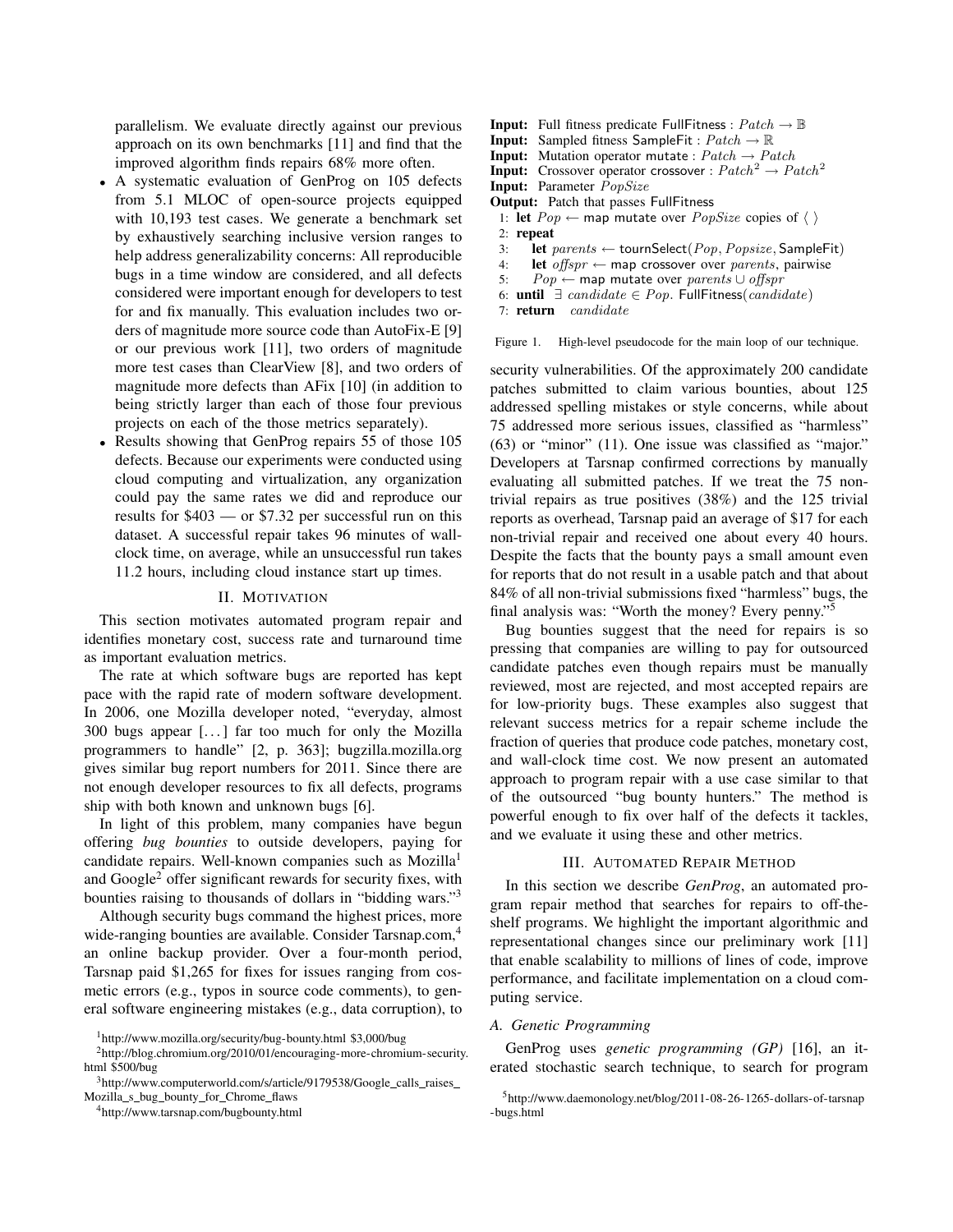parallelism. We evaluate directly against our previous approach on its own benchmarks [11] and find that the improved algorithm finds repairs 68% more often.

- A systematic evaluation of GenProg on 105 defects from 5.1 MLOC of open-source projects equipped with 10,193 test cases. We generate a benchmark set by exhaustively searching inclusive version ranges to help address generalizability concerns: All reproducible bugs in a time window are considered, and all defects considered were important enough for developers to test for and fix manually. This evaluation includes two orders of magnitude more source code than AutoFix-E [9] or our previous work [11], two orders of magnitude more test cases than ClearView [8], and two orders of magnitude more defects than AFix [10] (in addition to being strictly larger than each of those four previous projects on each of the those metrics separately).
- Results showing that GenProg repairs 55 of those 105 defects. Because our experiments were conducted using cloud computing and virtualization, any organization could pay the same rates we did and reproduce our results for $403 — or $7.32 per successful run on this dataset. A successful repair takes 96 minutes of wall-clock time, on average, while an unsuccessful run takes 11.2 hours, including cloud instance start up times.

## II. Motivation

This section motivates automated program repair and identifies monetary cost, success rate and turnaround time as important evaluation metrics.

The rate at which software bugs are reported has kept pace with the rapid rate of modern software development. In 2006, one Mozilla developer noted, "everyday, almost 300 bugs appear [...] far too much for only the Mozilla programmers to handle" [2, p. 363]; bugzilla.mozilla.org gives similar bug report numbers for 2011. Since there are not enough developer resources to fix all defects, programs ship with both known and unknown bugs [6].

In light of this problem, many companies have begun offering *bug bounties* to outside developers, paying for candidate repairs. Well-known companies such as Mozilla[1] and Google[2] offer significant rewards for security fixes, with bounties raising to thousands of dollars in "bidding wars."[3]

Although security bugs command the highest prices, more wide-ranging bounties are available. Consider Tarsnap.com,[4] an online backup provider. Over a four-month period, Tarsnap paid $1,265 for fixes for issues ranging from cosmetic errors (e.g., typos in source code comments), to general software engineering mistakes (e.g., data corruption), to security vulnerabilities. Of the approximately 200 candidate patches submitted to claim various bounties, about 125 addressed spelling mistakes or style concerns, while about 75 addressed more serious issues, classified as "harmless" (63) or "minor" (11). One issue was classified as "major." Developers at Tarsnap confirmed corrections by manually evaluating all submitted patches. If we treat the 75 non-trivial repairs as true positives (38%) and the 125 trivial reports as overhead, Tarsnap paid an average of $17 for each non-trivial repair and received one about every 40 hours. Despite the facts that the bounty pays a small amount even for reports that do not result in a usable patch and that about 84% of all non-trivial submissions fixed "harmless" bugs, the final analysis was: "Worth the money? Every penny."[5]

Bug bounties suggest that the need for repairs is so pressing that companies are willing to pay for outsourced candidate patches even though repairs must be manually reviewed, most are rejected, and most accepted repairs are for low-priority bugs. These examples also suggest that relevant success metrics for a repair scheme include the fraction of queries that produce code patches, monetary cost, and wall-clock time cost. We now present an automated approach to program repair with a use case similar to that of the outsourced "bug bounty hunters." The method is powerful enough to fix over half of the defects it tackles, and we evaluate it using these and other metrics.

```
Input: Full fitness predicate FullFitness : Patch → 𝔹
Input: Sampled fitness SampleFit : Patch → ℝ
Input: Mutation operator mutate : Patch → Patch
Input: Crossover operator crossover : Patch^2 → Patch^2
Input: Parameter PopSize
Output: Patch that passes FullFitness
1: let Pop ← map mutate over PopSize copies of ⟨ ⟩
2: repeat
3:   let parents ← tournSelect(Pop, Popsize, SampleFit)
4:   let offspr ← map crossover over parents, pairwise
5:   Pop ← map mutate over parents ∪ offspr
6: until ∃ candidate ∈ Pop. FullFitness(candidate)
7: return candidate
```

Figure 1. High-level pseudocode for the main loop of our technique.

## III. Automated Repair Method

In this section we describe *GenProg*, an automated program repair method that searches for repairs to off-the-shelf programs. We highlight the important algorithmic and representational changes since our preliminary work [11] that enable scalability to millions of lines of code, improve performance, and facilitate implementation on a cloud computing service.

### A. Genetic Programming

GenProg uses *genetic programming (GP)* [16], an iterated stochastic search technique, to search for program

[1] http://www.mozilla.org/security/bug-bounty.html $3,000/bug

[2] http://blog.chromium.org/2010/01/encouraging-more-chromium-security.html $500/bug

[3] http://www.computerworld.com/s/article/9179538/Google_calls_raises_Mozilla_s_bug_bounty_for_Chrome_flaws

[4] http://www.tarsnap.com/bugbounty.html

[5] http://www.daemonology.net/blog/2011-08-26-1265-dollars-of-tarsnap-bugs.html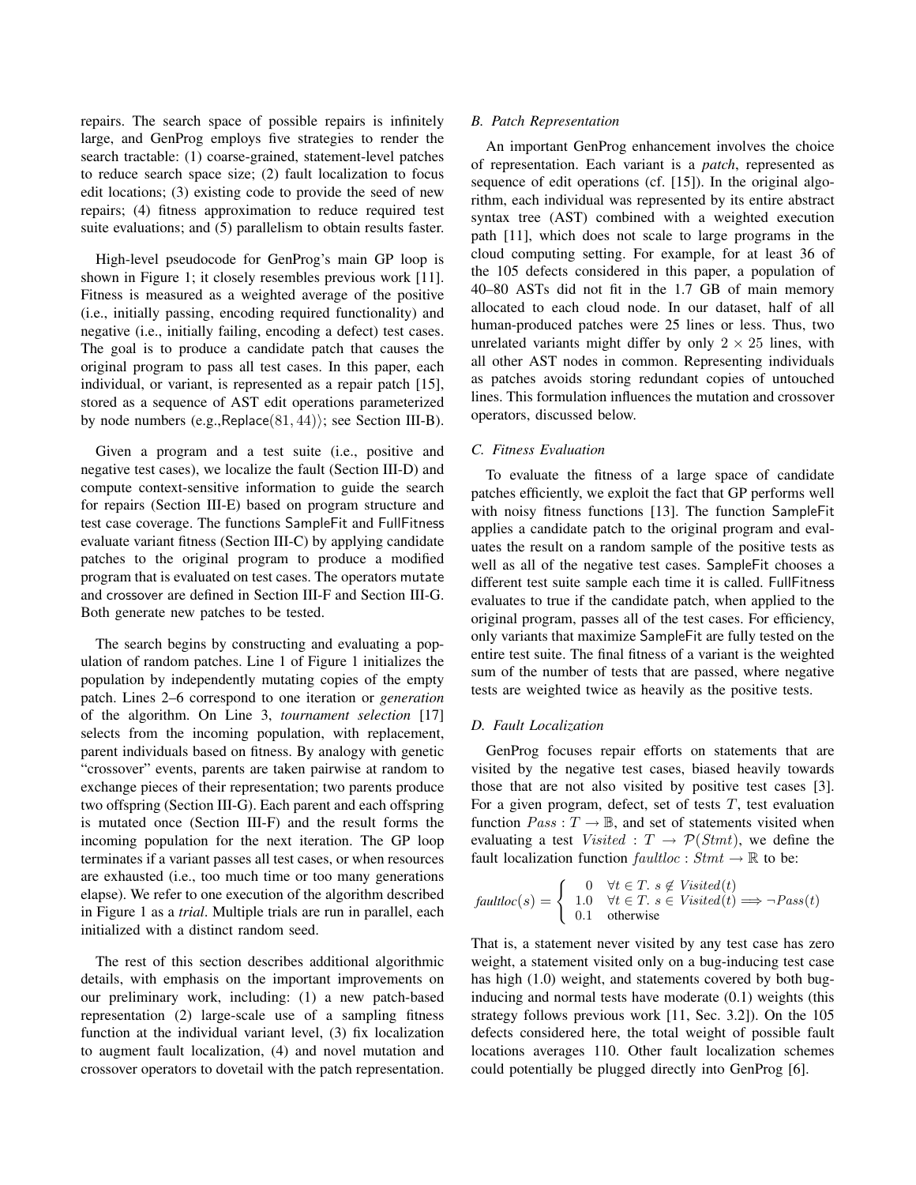repairs. The search space of possible repairs is infinitely large, and GenProg employs five strategies to render the search tractable: (1) coarse-grained, statement-level patches to reduce search space size; (2) fault localization to focus edit locations; (3) existing code to provide the seed of new repairs; (4) fitness approximation to reduce required test suite evaluations; and (5) parallelism to obtain results faster.

High-level pseudocode for GenProg's main GP loop is shown in Figure 1; it closely resembles previous work [11]. Fitness is measured as a weighted average of the positive (i.e., initially passing, encoding required functionality) and negative (i.e., initially failing, encoding a defect) test cases. The goal is to produce a candidate patch that causes the original program to pass all test cases. In this paper, each individual, or variant, is represented as a repair patch [15], stored as a sequence of AST edit operations parameterized by node numbers (e.g.,Replace$(81, 44)\rangle$; see Section III-B).

Given a program and a test suite (i.e., positive and negative test cases), we localize the fault (Section III-D) and compute context-sensitive information to guide the search for repairs (Section III-E) based on program structure and test case coverage. The functions SampleFit and FullFitness evaluate variant fitness (Section III-C) by applying candidate patches to the original program to produce a modified program that is evaluated on test cases. The operators mutate and crossover are defined in Section III-F and Section III-G. Both generate new patches to be tested.

The search begins by constructing and evaluating a population of random patches. Line 1 of Figure 1 initializes the population by independently mutating copies of the empty patch. Lines 2–6 correspond to one iteration or *generation* of the algorithm. On Line 3, *tournament selection* [17] selects from the incoming population, with replacement, parent individuals based on fitness. By analogy with genetic "crossover" events, parents are taken pairwise at random to exchange pieces of their representation; two parents produce two offspring (Section III-G). Each parent and each offspring is mutated once (Section III-F) and the result forms the incoming population for the next iteration. The GP loop terminates if a variant passes all test cases, or when resources are exhausted (i.e., too much time or too many generations elapse). We refer to one execution of the algorithm described in Figure 1 as a *trial*. Multiple trials are run in parallel, each initialized with a distinct random seed.

The rest of this section describes additional algorithmic details, with emphasis on the important improvements on our preliminary work, including: (1) a new patch-based representation (2) large-scale use of a sampling fitness function at the individual variant level, (3) fix localization to augment fault localization, (4) and novel mutation and crossover operators to dovetail with the patch representation.

### B. Patch Representation

An important GenProg enhancement involves the choice of representation. Each variant is a *patch*, represented as sequence of edit operations (cf. [15]). In the original algorithm, each individual was represented by its entire abstract syntax tree (AST) combined with a weighted execution path [11], which does not scale to large programs in the cloud computing setting. For example, for at least 36 of the 105 defects considered in this paper, a population of 40–80 ASTs did not fit in the 1.7 GB of main memory allocated to each cloud node. In our dataset, half of all human-produced patches were 25 lines or less. Thus, two unrelated variants might differ by only $2 \times 25$ lines, with all other AST nodes in common. Representing individuals as patches avoids storing redundant copies of untouched lines. This formulation influences the mutation and crossover operators, discussed below.

### C. Fitness Evaluation

To evaluate the fitness of a large space of candidate patches efficiently, we exploit the fact that GP performs well with noisy fitness functions [13]. The function SampleFit applies a candidate patch to the original program and evaluates the result on a random sample of the positive tests as well as all of the negative test cases. SampleFit chooses a different test suite sample each time it is called. FullFitness evaluates to true if the candidate patch, when applied to the original program, passes all of the test cases. For efficiency, only variants that maximize SampleFit are fully tested on the entire test suite. The final fitness of a variant is the weighted sum of the number of tests that are passed, where negative tests are weighted twice as heavily as the positive tests.

### D. Fault Localization

GenProg focuses repair efforts on statements that are visited by the negative test cases, biased heavily towards those that are not also visited by positive test cases [3]. For a given program, defect, set of tests $T$, test evaluation function $Pass : T \to \mathbb{B}$, and set of statements visited when evaluating a test $Visited : T \to \mathcal{P}(Stmt)$, we define the fault localization function $faultloc : Stmt \to \mathbb{R}$ to be:

$$faultloc(s) = \begin{cases} 0 & \forall t \in T.\ s \notin Visited(t) \\ 1.0 & \forall t \in T.\ s \in Visited(t) \Longrightarrow \neg Pass(t) \\ 0.1 & \text{otherwise} \end{cases}$$

That is, a statement never visited by any test case has zero weight, a statement visited only on a bug-inducing test case has high (1.0) weight, and statements covered by both bug-inducing and normal tests have moderate (0.1) weights (this strategy follows previous work [11, Sec. 3.2]). On the 105 defects considered here, the total weight of possible fault locations averages 110. Other fault localization schemes could potentially be plugged directly into GenProg [6].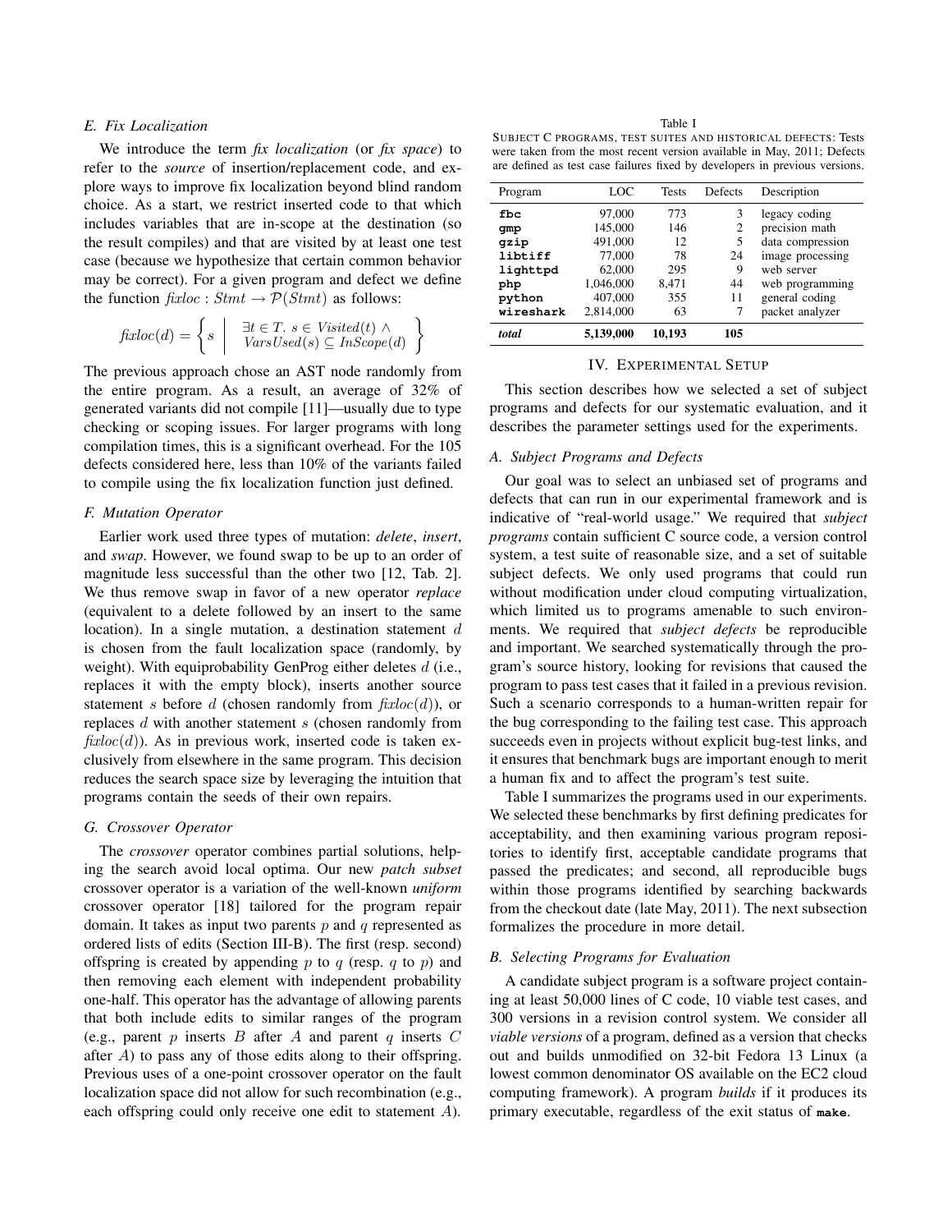### E. Fix Localization

We introduce the term *fix localization* (or *fix space*) to refer to the *source* of insertion/replacement code, and explore ways to improve fix localization beyond blind random choice. As a start, we restrict inserted code to that which includes variables that are in-scope at the destination (so the result compiles) and that are visited by at least one test case (because we hypothesize that certain common behavior may be correct). For a given program and defect we define the function $\mathit{fixloc} : \mathit{Stmt} \rightarrow \mathcal{P}(\mathit{Stmt})$ as follows:

$$\mathit{fixloc}(d) = \left\{ s \;\middle|\; \begin{array}{l} \exists t \in T.\ s \in \mathit{Visited}(t) \wedge \\ \mathit{VarsUsed}(s) \subseteq \mathit{InScope}(d) \end{array} \right\}$$

The previous approach chose an AST node randomly from the entire program. As a result, an average of 32% of generated variants did not compile [11]—usually due to type checking or scoping issues. For larger programs with long compilation times, this is a significant overhead. For the 105 defects considered here, less than 10% of the variants failed to compile using the fix localization function just defined.

### F. Mutation Operator

Earlier work used three types of mutation: *delete*, *insert*, and *swap*. However, we found swap to be up to an order of magnitude less successful than the other two [12, Tab. 2]. We thus remove swap in favor of a new operator *replace* (equivalent to a delete followed by an insert to the same location). In a single mutation, a destination statement $d$ is chosen from the fault localization space (randomly, by weight). With equiprobability GenProg either deletes $d$ (i.e., replaces it with the empty block), inserts another source statement $s$ before $d$ (chosen randomly from $\mathit{fixloc}(d)$), or replaces $d$ with another statement $s$ (chosen randomly from $\mathit{fixloc}(d)$). As in previous work, inserted code is taken exclusively from elsewhere in the same program. This decision reduces the search space size by leveraging the intuition that programs contain the seeds of their own repairs.

### G. Crossover Operator

The *crossover* operator combines partial solutions, helping the search avoid local optima. Our new *patch subset* crossover operator is a variation of the well-known *uniform* crossover operator [18] tailored for the program repair domain. It takes as input two parents $p$ and $q$ represented as ordered lists of edits (Section III-B). The first (resp. second) offspring is created by appending $p$ to $q$ (resp. $q$ to $p$) and then removing each element with independent probability one-half. This operator has the advantage of allowing parents that both include edits to similar ranges of the program (e.g., parent $p$ inserts $B$ after $A$ and parent $q$ inserts $C$ after $A$) to pass any of those edits along to their offspring. Previous uses of a one-point crossover operator on the fault localization space did not allow for such recombination (e.g., each offspring could only receive one edit to statement $A$).

Table I

SUBJECT C PROGRAMS, TEST SUITES AND HISTORICAL DEFECTS: Tests were taken from the most recent version available in May, 2011; Defects are defined as test case failures fixed by developers in previous versions.

| Program | LOC | Tests | Defects | Description |
|---|---|---|---|---|
| **fbc** | 97,000 | 773 | 3 | legacy coding |
| **gmp** | 145,000 | 146 | 2 | precision math |
| **gzip** | 491,000 | 12 | 5 | data compression |
| **libtiff** | 77,000 | 78 | 24 | image processing |
| **lighttpd** | 62,000 | 295 | 9 | web server |
| **php** | 1,046,000 | 8,471 | 44 | web programming |
| **python** | 407,000 | 355 | 11 | general coding |
| **wireshark** | 2,814,000 | 63 | 7 | packet analyzer |
| ***total*** | **5,139,000** | **10,193** | **105** | |

## IV. EXPERIMENTAL SETUP

This section describes how we selected a set of subject programs and defects for our systematic evaluation, and it describes the parameter settings used for the experiments.

### A. Subject Programs and Defects

Our goal was to select an unbiased set of programs and defects that can run in our experimental framework and is indicative of "real-world usage." We required that *subject programs* contain sufficient C source code, a version control system, a test suite of reasonable size, and a set of suitable subject defects. We only used programs that could run without modification under cloud computing virtualization, which limited us to programs amenable to such environments. We required that *subject defects* be reproducible and important. We searched systematically through the program's source history, looking for revisions that caused the program to pass test cases that it failed in a previous revision. Such a scenario corresponds to a human-written repair for the bug corresponding to the failing test case. This approach succeeds even in projects without explicit bug-test links, and it ensures that benchmark bugs are important enough to merit a human fix and to affect the program's test suite.

Table I summarizes the programs used in our experiments. We selected these benchmarks by first defining predicates for acceptability, and then examining various program repositories to identify first, acceptable candidate programs that passed the predicates; and second, all reproducible bugs within those programs identified by searching backwards from the checkout date (late May, 2011). The next subsection formalizes the procedure in more detail.

### B. Selecting Programs for Evaluation

A candidate subject program is a software project containing at least 50,000 lines of C code, 10 viable test cases, and 300 versions in a revision control system. We consider all *viable versions* of a program, defined as a version that checks out and builds unmodified on 32-bit Fedora 13 Linux (a lowest common denominator OS available on the EC2 cloud computing framework). A program *builds* if it produces its primary executable, regardless of the exit status of **make**.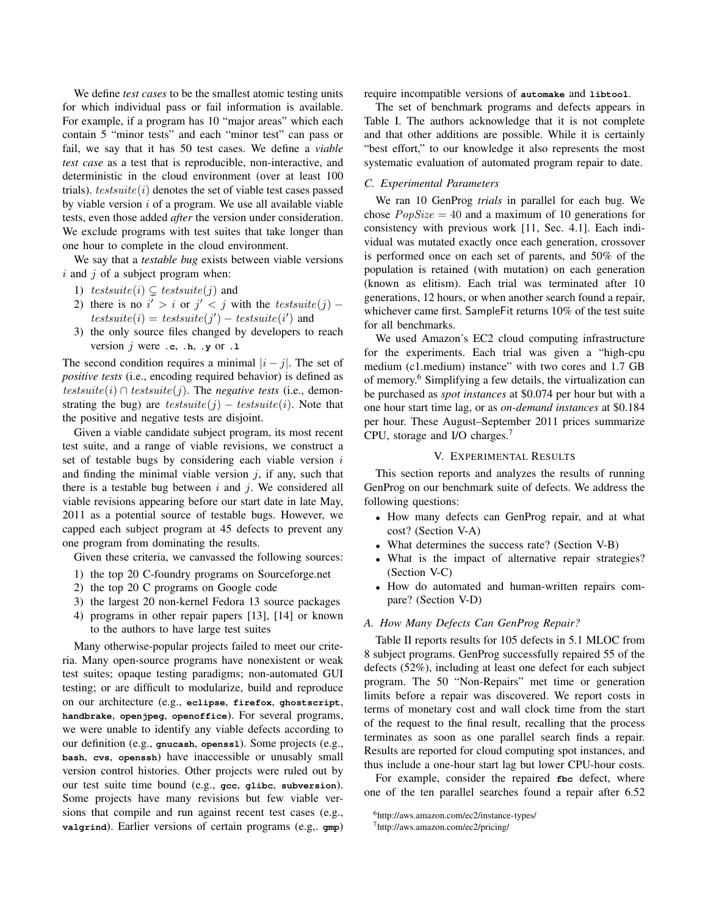We define *test cases* to be the smallest atomic testing units for which individual pass or fail information is available. For example, if a program has 10 "major areas" which each contain 5 "minor tests" and each "minor test" can pass or fail, we say that it has 50 test cases. We define a *viable test case* as a test that is reproducible, non-interactive, and deterministic in the cloud environment (over at least 100 trials). $testsuite(i)$ denotes the set of viable test cases passed by viable version $i$ of a program. We use all available viable tests, even those added *after* the version under consideration. We exclude programs with test suites that take longer than one hour to complete in the cloud environment.

We say that a *testable bug* exists between viable versions $i$ and $j$ of a subject program when:

1) $testsuite(i) \subsetneq testsuite(j)$ and
2) there is no $i' > i$ or $j' < j$ with the $testsuite(j) - testsuite(i) = testsuite(j') - testsuite(i')$ and
3) the only source files changed by developers to reach version $j$ were **.c**, **.h**, **.y** or **.l**

The second condition requires a minimal $|i - j|$. The set of *positive tests* (i.e., encoding required behavior) is defined as $testsuite(i) \cap testsuite(j)$. The *negative tests* (i.e., demonstrating the bug) are $testsuite(j) - testsuite(i)$. Note that the positive and negative tests are disjoint.

Given a viable candidate subject program, its most recent test suite, and a range of viable revisions, we construct a set of testable bugs by considering each viable version $i$ and finding the minimal viable version $j$, if any, such that there is a testable bug between $i$ and $j$. We considered all viable revisions appearing before our start date in late May, 2011 as a potential source of testable bugs. However, we capped each subject program at 45 defects to prevent any one program from dominating the results.

Given these criteria, we canvassed the following sources:

1) the top 20 C-foundry programs on Sourceforge.net
2) the top 20 C programs on Google code
3) the largest 20 non-kernel Fedora 13 source packages
4) programs in other repair papers [13], [14] or known to the authors to have large test suites

Many otherwise-popular projects failed to meet our criteria. Many open-source programs have nonexistent or weak test suites; opaque testing paradigms; non-automated GUI testing; or are difficult to modularize, build and reproduce on our architecture (e.g., **eclipse**, **firefox**, **ghostscript**, **handbrake**, **openjpeg**, **openoffice**). For several programs, we were unable to identify any viable defects according to our definition (e.g., **gnucash**, **openssl**). Some projects (e.g., **bash**, **cvs**, **openssh**) have inaccessible or unusably small version control histories. Other projects were ruled out by our test suite time bound (e.g., **gcc**, **glibc**, **subversion**). Some projects have many revisions but few viable versions that compile and run against recent test cases (e.g., **valgrind**). Earlier versions of certain programs (e.g,. **gmp**) require incompatible versions of **automake** and **libtool**.

The set of benchmark programs and defects appears in Table I. The authors acknowledge that it is not complete and that other additions are possible. While it is certainly "best effort," to our knowledge it also represents the most systematic evaluation of automated program repair to date.

### C. Experimental Parameters

We ran 10 GenProg *trials* in parallel for each bug. We chose $PopSize = 40$ and a maximum of 10 generations for consistency with previous work [11, Sec. 4.1]. Each individual was mutated exactly once each generation, crossover is performed once on each set of parents, and 50% of the population is retained (with mutation) on each generation (known as elitism). Each trial was terminated after 10 generations, 12 hours, or when another search found a repair, whichever came first. SampleFit returns 10% of the test suite for all benchmarks.

We used Amazon's EC2 cloud computing infrastructure for the experiments. Each trial was given a "high-cpu medium (c1.medium) instance" with two cores and 1.7 GB of memory.[6] Simplifying a few details, the virtualization can be purchased as *spot instances* at \$0.074 per hour but with a one hour start time lag, or as *on-demand instances* at \$0.184 per hour. These August–September 2011 prices summarize CPU, storage and I/O charges.[7]

## V. Experimental Results

This section reports and analyzes the results of running GenProg on our benchmark suite of defects. We address the following questions:

- How many defects can GenProg repair, and at what cost? (Section V-A)
- What determines the success rate? (Section V-B)
- What is the impact of alternative repair strategies? (Section V-C)
- How do automated and human-written repairs compare? (Section V-D)

### A. How Many Defects Can GenProg Repair?

Table II reports results for 105 defects in 5.1 MLOC from 8 subject programs. GenProg successfully repaired 55 of the defects (52%), including at least one defect for each subject program. The 50 "Non-Repairs" met time or generation limits before a repair was discovered. We report costs in terms of monetary cost and wall clock time from the start of the request to the final result, recalling that the process terminates as soon as one parallel search finds a repair. Results are reported for cloud computing spot instances, and thus include a one-hour start lag but lower CPU-hour costs.

For example, consider the repaired **fbc** defect, where one of the ten parallel searches found a repair after 6.52

[6] http://aws.amazon.com/ec2/instance-types/

[7] http://aws.amazon.com/ec2/pricing/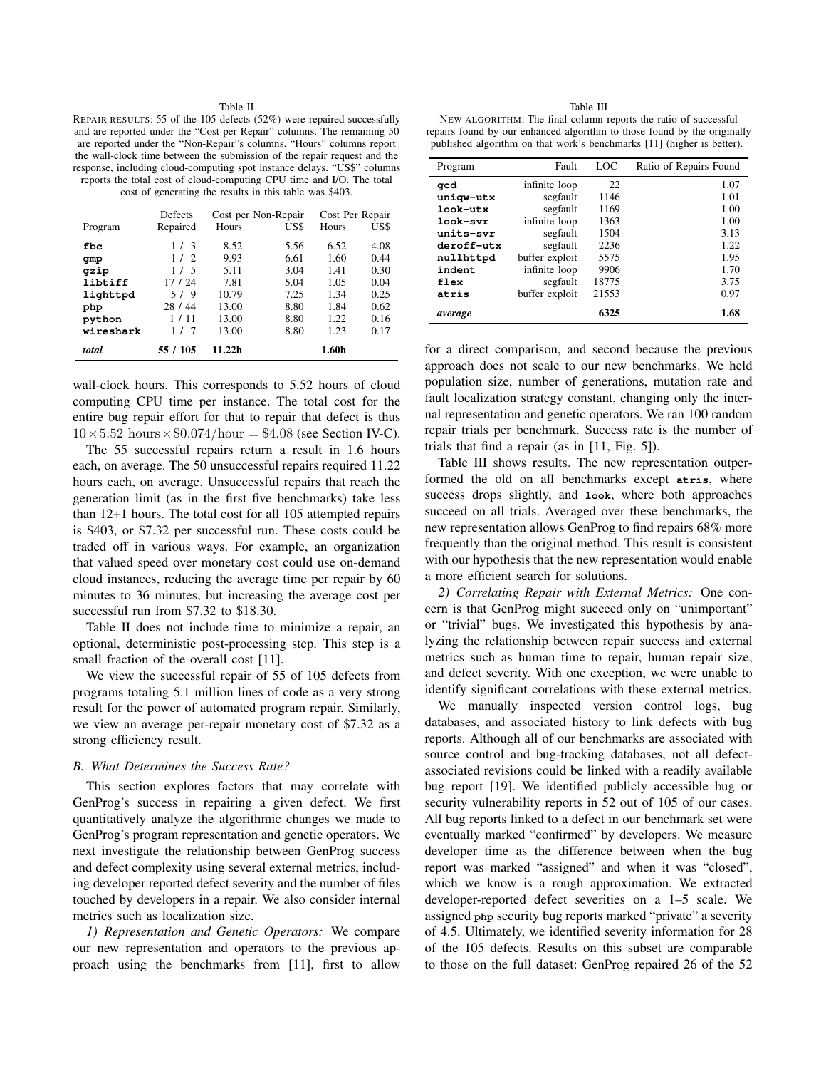Table II

REPAIR RESULTS: 55 of the 105 defects (52%) were repaired successfully and are reported under the "Cost per Repair" columns. The remaining 50 are reported under the "Non-Repair"s columns. "Hours" columns report the wall-clock time between the submission of the repair request and the response, including cloud-computing spot instance delays. "US$" columns reports the total cost of cloud-computing CPU time and I/O. The total cost of generating the results in this table was $403.

| Program | Defects Repaired | Cost per Non-Repair | | Cost Per Repair | |
|---|---|---|---|---|---|
| | | Hours | US$ | Hours | US$ |
| **fbc** | 1 / 3 | 8.52 | 5.56 | 6.52 | 4.08 |
| **gmp** | 1 / 2 | 9.93 | 6.61 | 1.60 | 0.44 |
| **gzip** | 1 / 5 | 5.11 | 3.04 | 1.41 | 0.30 |
| **libtiff** | 17 / 24 | 7.81 | 5.04 | 1.05 | 0.04 |
| **lighttpd** | 5 / 9 | 10.79 | 7.25 | 1.34 | 0.25 |
| **php** | 28 / 44 | 13.00 | 8.80 | 1.84 | 0.62 |
| **python** | 1 / 11 | 13.00 | 8.80 | 1.22 | 0.16 |
| **wireshark** | 1 / 7 | 13.00 | 8.80 | 1.23 | 0.17 |
| ***total*** | **55 / 105** | **11.22h** | | **1.60h** | |

wall-clock hours. This corresponds to 5.52 hours of cloud computing CPU time per instance. The total cost for the entire bug repair effort for that to repair that defect is thus $10 \times 5.52 \text{ hours} \times \$0.074/\text{hour} = \$4.08$ (see Section IV-C).

The 55 successful repairs return a result in 1.6 hours each, on average. The 50 unsuccessful repairs required 11.22 hours each, on average. Unsuccessful repairs that reach the generation limit (as in the first five benchmarks) take less than 12+1 hours. The total cost for all 105 attempted repairs is $403, or $7.32 per successful run. These costs could be traded off in various ways. For example, an organization that valued speed over monetary cost could use on-demand cloud instances, reducing the average time per repair by 60 minutes to 36 minutes, but increasing the average cost per successful run from $7.32 to $18.30.

Table II does not include time to minimize a repair, an optional, deterministic post-processing step. This step is a small fraction of the overall cost [11].

We view the successful repair of 55 of 105 defects from programs totaling 5.1 million lines of code as a very strong result for the power of automated program repair. Similarly, we view an average per-repair monetary cost of $7.32 as a strong efficiency result.

### B. What Determines the Success Rate?

This section explores factors that may correlate with GenProg's success in repairing a given defect. We first quantitatively analyze the algorithmic changes we made to GenProg's program representation and genetic operators. We next investigate the relationship between GenProg success and defect complexity using several external metrics, including developer reported defect severity and the number of files touched by developers in a repair. We also consider internal metrics such as localization size.

*1) Representation and Genetic Operators:* We compare our new representation and operators to the previous approach using the benchmarks from [11], first to allow for a direct comparison, and second because the previous approach does not scale to our new benchmarks. We held population size, number of generations, mutation rate and fault localization strategy constant, changing only the internal representation and genetic operators. We ran 100 random repair trials per benchmark. Success rate is the number of trials that find a repair (as in [11, Fig. 5]).

Table III

NEW ALGORITHM: The final column reports the ratio of successful repairs found by our enhanced algorithm to those found by the originally published algorithm on that work's benchmarks [11] (higher is better).

| Program | Fault | LOC | Ratio of Repairs Found |
|---|---|---|---|
| **gcd** | infinite loop | 22 | 1.07 |
| **uniqw-utx** | segfault | 1146 | 1.01 |
| **look-utx** | segfault | 1169 | 1.00 |
| **look-svr** | infinite loop | 1363 | 1.00 |
| **units-svr** | segfault | 1504 | 3.13 |
| **deroff-utx** | segfault | 2236 | 1.22 |
| **nullhttpd** | buffer exploit | 5575 | 1.95 |
| **indent** | infinite loop | 9906 | 1.70 |
| **flex** | segfault | 18775 | 3.75 |
| **atris** | buffer exploit | 21553 | 0.97 |
| ***average*** | | **6325** | **1.68** |

Table III shows results. The new representation outperformed the old on all benchmarks except **atris**, where success drops slightly, and **look**, where both approaches succeed on all trials. Averaged over these benchmarks, the new representation allows GenProg to find repairs 68% more frequently than the original method. This result is consistent with our hypothesis that the new representation would enable a more efficient search for solutions.

*2) Correlating Repair with External Metrics:* One concern is that GenProg might succeed only on "unimportant" or "trivial" bugs. We investigated this hypothesis by analyzing the relationship between repair success and external metrics such as human time to repair, human repair size, and defect severity. With one exception, we were unable to identify significant correlations with these external metrics.

We manually inspected version control logs, bug databases, and associated history to link defects with bug reports. Although all of our benchmarks are associated with source control and bug-tracking databases, not all defect-associated revisions could be linked with a readily available bug report [19]. We identified publicly accessible bug or security vulnerability reports in 52 out of 105 of our cases. All bug reports linked to a defect in our benchmark set were eventually marked "confirmed" by developers. We measure developer time as the difference between when the bug report was marked "assigned" and when it was "closed", which we know is a rough approximation. We extracted developer-reported defect severities on a 1–5 scale. We assigned **php** security bug reports marked "private" a severity of 4.5. Ultimately, we identified severity information for 28 of the 105 defects. Results on this subset are comparable to those on the full dataset: GenProg repaired 26 of the 52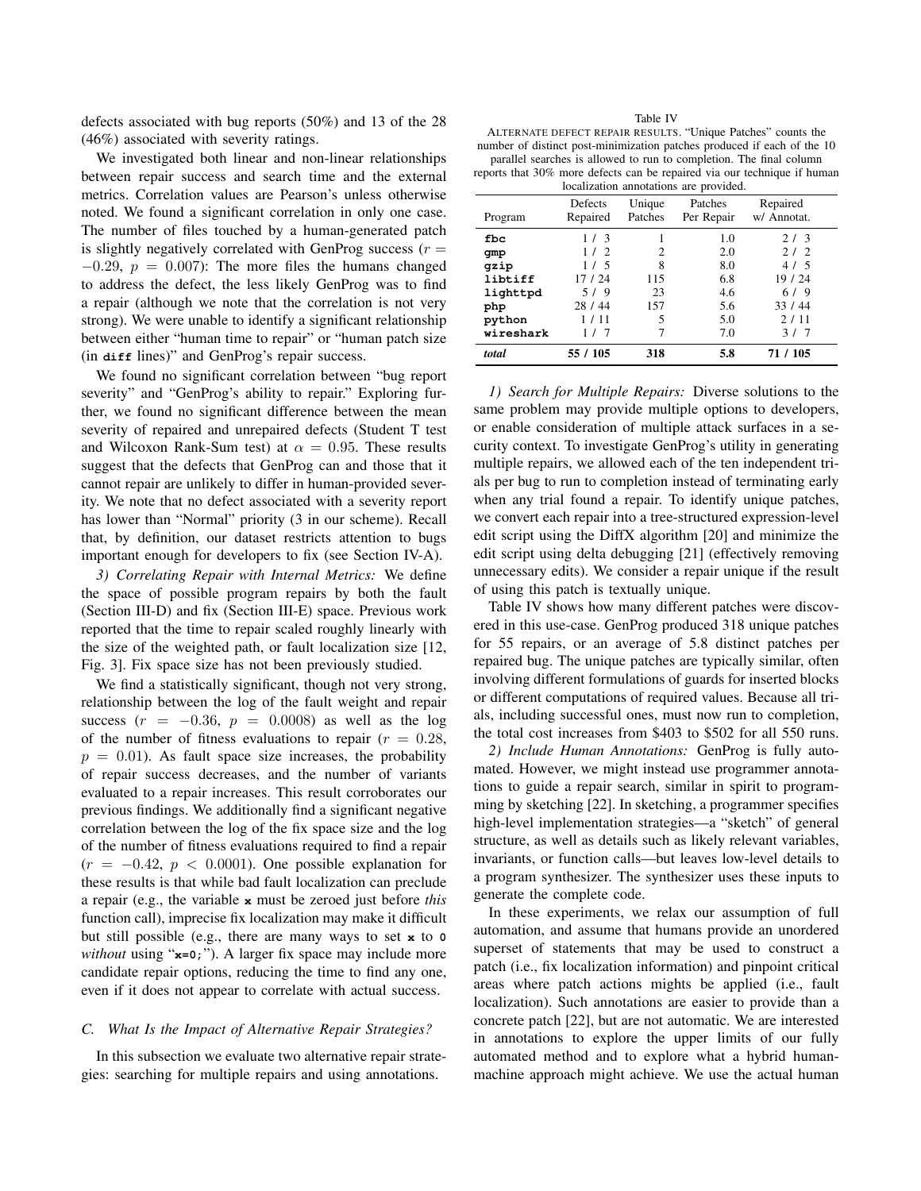defects associated with bug reports (50%) and 13 of the 28 (46%) associated with severity ratings.

We investigated both linear and non-linear relationships between repair success and search time and the external metrics. Correlation values are Pearson's unless otherwise noted. We found a significant correlation in only one case. The number of files touched by a human-generated patch is slightly negatively correlated with GenProg success ($r = -0.29$, $p = 0.007$): The more files the humans changed to address the defect, the less likely GenProg was to find a repair (although we note that the correlation is not very strong). We were unable to identify a significant relationship between either "human time to repair" or "human patch size (in **diff** lines)" and GenProg's repair success.

We found no significant correlation between "bug report severity" and "GenProg's ability to repair." Exploring further, we found no significant difference between the mean severity of repaired and unrepaired defects (Student T test and Wilcoxon Rank-Sum test) at $\alpha = 0.95$. These results suggest that the defects that GenProg can and those that it cannot repair are unlikely to differ in human-provided severity. We note that no defect associated with a severity report has lower than "Normal" priority (3 in our scheme). Recall that, by definition, our dataset restricts attention to bugs important enough for developers to fix (see Section IV-A).

*3) Correlating Repair with Internal Metrics:* We define the space of possible program repairs by both the fault (Section III-D) and fix (Section III-E) space. Previous work reported that the time to repair scaled roughly linearly with the size of the weighted path, or fault localization size [12, Fig. 3]. Fix space size has not been previously studied.

We find a statistically significant, though not very strong, relationship between the log of the fault weight and repair success ($r = -0.36$, $p = 0.0008$) as well as the log of the number of fitness evaluations to repair ($r = 0.28$, $p = 0.01$). As fault space size increases, the probability of repair success decreases, and the number of variants evaluated to a repair increases. This result corroborates our previous findings. We additionally find a significant negative correlation between the log of the fix space size and the log of the number of fitness evaluations required to find a repair ($r = -0.42$, $p < 0.0001$). One possible explanation for these results is that while bad fault localization can preclude a repair (e.g., the variable **x** must be zeroed just before *this* function call), imprecise fix localization may make it difficult but still possible (e.g., there are many ways to set **x** to **0** *without* using "**x=0;**"). A larger fix space may include more candidate repair options, reducing the time to find any one, even if it does not appear to correlate with actual success.

### C. What Is the Impact of Alternative Repair Strategies?

In this subsection we evaluate two alternative repair strategies: searching for multiple repairs and using annotations.

Table IV

ALTERNATE DEFECT REPAIR RESULTS. "Unique Patches" counts the number of distinct post-minimization patches produced if each of the 10 parallel searches is allowed to run to completion. The final column reports that 30% more defects can be repaired via our technique if human localization annotations are provided.

| Program | Defects Repaired | Unique Patches | Patches Per Repair | Repaired w/ Annotat. |
|---|---|---|---|---|
| **fbc** | 1 / 3 | 1 | 1.0 | 2 / 3 |
| **gmp** | 1 / 2 | 2 | 2.0 | 2 / 2 |
| **gzip** | 1 / 5 | 8 | 8.0 | 4 / 5 |
| **libtiff** | 17 / 24 | 115 | 6.8 | 19 / 24 |
| **lighttpd** | 5 / 9 | 23 | 4.6 | 6 / 9 |
| **php** | 28 / 44 | 157 | 5.6 | 33 / 44 |
| **python** | 1 / 11 | 5 | 5.0 | 2 / 11 |
| **wireshark** | 1 / 7 | 7 | 7.0 | 3 / 7 |
| ***total*** | **55 / 105** | **318** | **5.8** | **71 / 105** |

*1) Search for Multiple Repairs:* Diverse solutions to the same problem may provide multiple options to developers, or enable consideration of multiple attack surfaces in a security context. To investigate GenProg's utility in generating multiple repairs, we allowed each of the ten independent trials per bug to run to completion instead of terminating early when any trial found a repair. To identify unique patches, we convert each repair into a tree-structured expression-level edit script using the DiffX algorithm [20] and minimize the edit script using delta debugging [21] (effectively removing unnecessary edits). We consider a repair unique if the result of using this patch is textually unique.

Table IV shows how many different patches were discovered in this use-case. GenProg produced 318 unique patches for 55 repairs, or an average of 5.8 distinct patches per repaired bug. The unique patches are typically similar, often involving different formulations of guards for inserted blocks or different computations of required values. Because all trials, including successful ones, must now run to completion, the total cost increases from \$403 to \$502 for all 550 runs.

*2) Include Human Annotations:* GenProg is fully automated. However, we might instead use programmer annotations to guide a repair search, similar in spirit to programming by sketching [22]. In sketching, a programmer specifies high-level implementation strategies—a "sketch" of general structure, as well as details such as likely relevant variables, invariants, or function calls—but leaves low-level details to a program synthesizer. The synthesizer uses these inputs to generate the complete code.

In these experiments, we relax our assumption of full automation, and assume that humans provide an unordered superset of statements that may be used to construct a patch (i.e., fix localization information) and pinpoint critical areas where patch actions mights be applied (i.e., fault localization). Such annotations are easier to provide than a concrete patch [22], but are not automatic. We are interested in annotations to explore the upper limits of our fully automated method and to explore what a hybrid human-machine approach might achieve. We use the actual human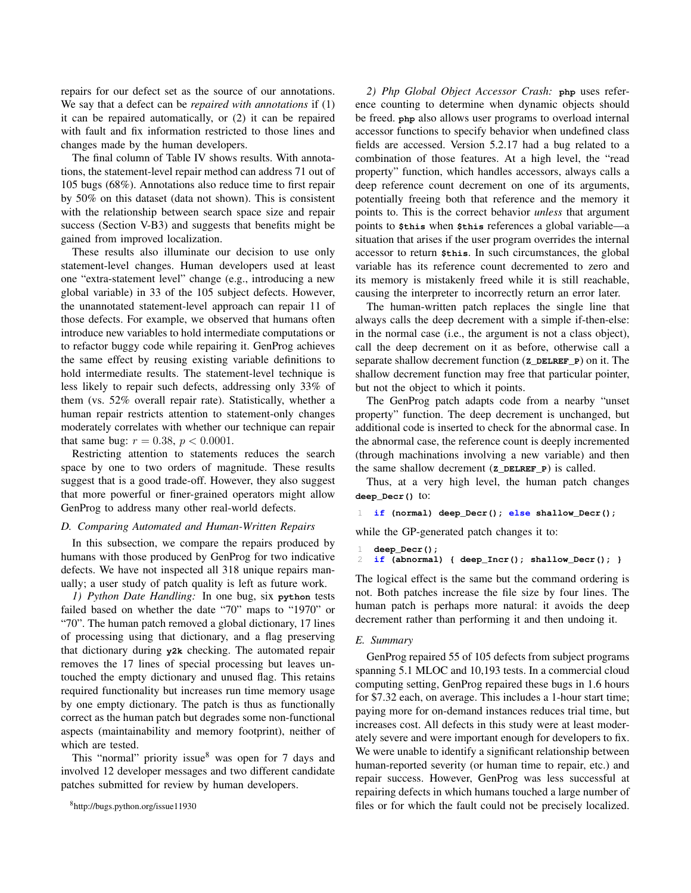repairs for our defect set as the source of our annotations. We say that a defect can be *repaired with annotations* if (1) it can be repaired automatically, or (2) it can be repaired with fault and fix information restricted to those lines and changes made by the human developers.

The final column of Table IV shows results. With annotations, the statement-level repair method can address 71 out of 105 bugs (68%). Annotations also reduce time to first repair by 50% on this dataset (data not shown). This is consistent with the relationship between search space size and repair success (Section V-B3) and suggests that benefits might be gained from improved localization.

These results also illuminate our decision to use only statement-level changes. Human developers used at least one "extra-statement level" change (e.g., introducing a new global variable) in 33 of the 105 subject defects. However, the unannotated statement-level approach can repair 11 of those defects. For example, we observed that humans often introduce new variables to hold intermediate computations or to refactor buggy code while repairing it. GenProg achieves the same effect by reusing existing variable definitions to hold intermediate results. The statement-level technique is less likely to repair such defects, addressing only 33% of them (vs. 52% overall repair rate). Statistically, whether a human repair restricts attention to statement-only changes moderately correlates with whether our technique can repair that same bug: $r = 0.38$, $p < 0.0001$.

Restricting attention to statements reduces the search space by one to two orders of magnitude. These results suggest that is a good trade-off. However, they also suggest that more powerful or finer-grained operators might allow GenProg to address many other real-world defects.

### D. Comparing Automated and Human-Written Repairs

In this subsection, we compare the repairs produced by humans with those produced by GenProg for two indicative defects. We have not inspected all 318 unique repairs manually; a user study of patch quality is left as future work.

*1) Python Date Handling:* In one bug, six **python** tests failed based on whether the date "70" maps to "1970" or "70". The human patch removed a global dictionary, 17 lines of processing using that dictionary, and a flag preserving that dictionary during **y2k** checking. The automated repair removes the 17 lines of special processing but leaves untouched the empty dictionary and unused flag. This retains required functionality but increases run time memory usage by one empty dictionary. The patch is thus as functionally correct as the human patch but degrades some non-functional aspects (maintainability and memory footprint), neither of which are tested.

This "normal" priority issue[8] was open for 7 days and involved 12 developer messages and two different candidate patches submitted for review by human developers.

[8] http://bugs.python.org/issue11930

*2) Php Global Object Accessor Crash:* **php** uses reference counting to determine when dynamic objects should be freed. **php** also allows user programs to overload internal accessor functions to specify behavior when undefined class fields are accessed. Version 5.2.17 had a bug related to a combination of those features. At a high level, the "read property" function, which handles accessors, always calls a deep reference count decrement on one of its arguments, potentially freeing both that reference and the memory it points to. This is the correct behavior *unless* that argument points to **$this** when **$this** references a global variable—a situation that arises if the user program overrides the internal accessor to return **$this**. In such circumstances, the global variable has its reference count decremented to zero and its memory is mistakenly freed while it is still reachable, causing the interpreter to incorrectly return an error later.

The human-written patch replaces the single line that always calls the deep decrement with a simple if-then-else: in the normal case (i.e., the argument is not a class object), call the deep decrement on it as before, otherwise call a separate shallow decrement function (**Z_DELREF_P**) on it. The shallow decrement function may free that particular pointer, but not the object to which it points.

The GenProg patch adapts code from a nearby "unset property" function. The deep decrement is unchanged, but additional code is inserted to check for the abnormal case. In the abnormal case, the reference count is deeply incremented (through machinations involving a new variable) and then the same shallow decrement (**Z_DELREF_P**) is called.

Thus, at a very high level, the human patch changes **deep_Decr()** to:

```
if (normal) deep_Decr(); else shallow_Decr();
```

while the GP-generated patch changes it to:

```
deep_Decr();
if (abnormal) { deep_Incr(); shallow_Decr(); }
```

The logical effect is the same but the command ordering is not. Both patches increase the file size by four lines. The human patch is perhaps more natural: it avoids the deep decrement rather than performing it and then undoing it.

### E. Summary

GenProg repaired 55 of 105 defects from subject programs spanning 5.1 MLOC and 10,193 tests. In a commercial cloud computing setting, GenProg repaired these bugs in 1.6 hours for $7.32 each, on average. This includes a 1-hour start time; paying more for on-demand instances reduces trial time, but increases cost. All defects in this study were at least moderately severe and were important enough for developers to fix. We were unable to identify a significant relationship between human-reported severity (or human time to repair, etc.) and repair success. However, GenProg was less successful at repairing defects in which humans touched a large number of files or for which the fault could not be precisely localized.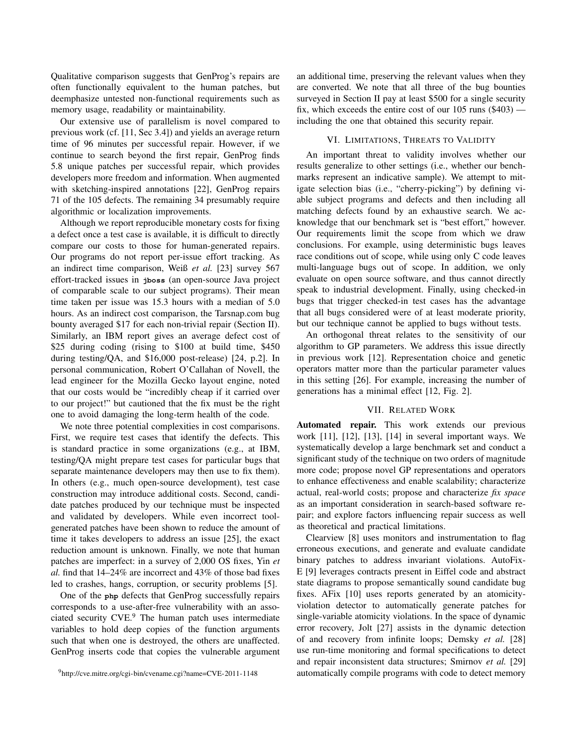Qualitative comparison suggests that GenProg's repairs are often functionally equivalent to the human patches, but deemphasize untested non-functional requirements such as memory usage, readability or maintainability.

Our extensive use of parallelism is novel compared to previous work (cf. [11, Sec 3.4]) and yields an average return time of 96 minutes per successful repair. However, if we continue to search beyond the first repair, GenProg finds 5.8 unique patches per successful repair, which provides developers more freedom and information. When augmented with sketching-inspired annotations [22], GenProg repairs 71 of the 105 defects. The remaining 34 presumably require algorithmic or localization improvements.

Although we report reproducible monetary costs for fixing a defect once a test case is available, it is difficult to directly compare our costs to those for human-generated repairs. Our programs do not report per-issue effort tracking. As an indirect time comparison, Weiß *et al.* [23] survey 567 effort-tracked issues in **jboss** (an open-source Java project of comparable scale to our subject programs). Their mean time taken per issue was 15.3 hours with a median of 5.0 hours. As an indirect cost comparison, the Tarsnap.com bug bounty averaged $17 for each non-trivial repair (Section II). Similarly, an IBM report gives an average defect cost of $25 during coding (rising to $100 at build time, $450 during testing/QA, and $16,000 post-release) [24, p.2]. In personal communication, Robert O'Callahan of Novell, the lead engineer for the Mozilla Gecko layout engine, noted that our costs would be "incredibly cheap if it carried over to our project!" but cautioned that the fix must be the right one to avoid damaging the long-term health of the code.

We note three potential complexities in cost comparisons. First, we require test cases that identify the defects. This is standard practice in some organizations (e.g., at IBM, testing/QA might prepare test cases for particular bugs that separate maintenance developers may then use to fix them). In others (e.g., much open-source development), test case construction may introduce additional costs. Second, candidate patches produced by our technique must be inspected and validated by developers. While even incorrect tool-generated patches have been shown to reduce the amount of time it takes developers to address an issue [25], the exact reduction amount is unknown. Finally, we note that human patches are imperfect: in a survey of 2,000 OS fixes, Yin *et al.* find that 14–24% are incorrect and 43% of those bad fixes led to crashes, hangs, corruption, or security problems [5].

One of the **php** defects that GenProg successfully repairs corresponds to a use-after-free vulnerability with an associated security CVE.[9] The human patch uses intermediate variables to hold deep copies of the function arguments such that when one is destroyed, the others are unaffected. GenProg inserts code that copies the vulnerable argument an additional time, preserving the relevant values when they are converted. We note that all three of the bug bounties surveyed in Section II pay at least $500 for a single security fix, which exceeds the entire cost of our 105 runs ($403) — including the one that obtained this security repair.

## VI. Limitations, Threats to Validity

An important threat to validity involves whether our results generalize to other settings (i.e., whether our benchmarks represent an indicative sample). We attempt to mitigate selection bias (i.e., "cherry-picking") by defining viable subject programs and defects and then including all matching defects found by an exhaustive search. We acknowledge that our benchmark set is "best effort," however. Our requirements limit the scope from which we draw conclusions. For example, using deterministic bugs leaves race conditions out of scope, while using only C code leaves multi-language bugs out of scope. In addition, we only evaluate on open source software, and thus cannot directly speak to industrial development. Finally, using checked-in bugs that trigger checked-in test cases has the advantage that all bugs considered were of at least moderate priority, but our technique cannot be applied to bugs without tests.

An orthogonal threat relates to the sensitivity of our algorithm to GP parameters. We address this issue directly in previous work [12]. Representation choice and genetic operators matter more than the particular parameter values in this setting [26]. For example, increasing the number of generations has a minimal effect [12, Fig. 2].

## VII. Related Work

**Automated repair.** This work extends our previous work [11], [12], [13], [14] in several important ways. We systematically develop a large benchmark set and conduct a significant study of the technique on two orders of magnitude more code; propose novel GP representations and operators to enhance effectiveness and enable scalability; characterize actual, real-world costs; propose and characterize *fix space* as an important consideration in search-based software repair; and explore factors influencing repair success as well as theoretical and practical limitations.

Clearview [8] uses monitors and instrumentation to flag erroneous executions, and generate and evaluate candidate binary patches to address invariant violations. AutoFix-E [9] leverages contracts present in Eiffel code and abstract state diagrams to propose semantically sound candidate bug fixes. AFix [10] uses reports generated by an atomicity-violation detector to automatically generate patches for single-variable atomicity violations. In the space of dynamic error recovery, Jolt [27] assists in the dynamic detection of and recovery from infinite loops; Demsky *et al.* [28] use run-time monitoring and formal specifications to detect and repair inconsistent data structures; Smirnov *et al.* [29] automatically compile programs with code to detect memory

[9] http://cve.mitre.org/cgi-bin/cvename.cgi?name=CVE-2011-1148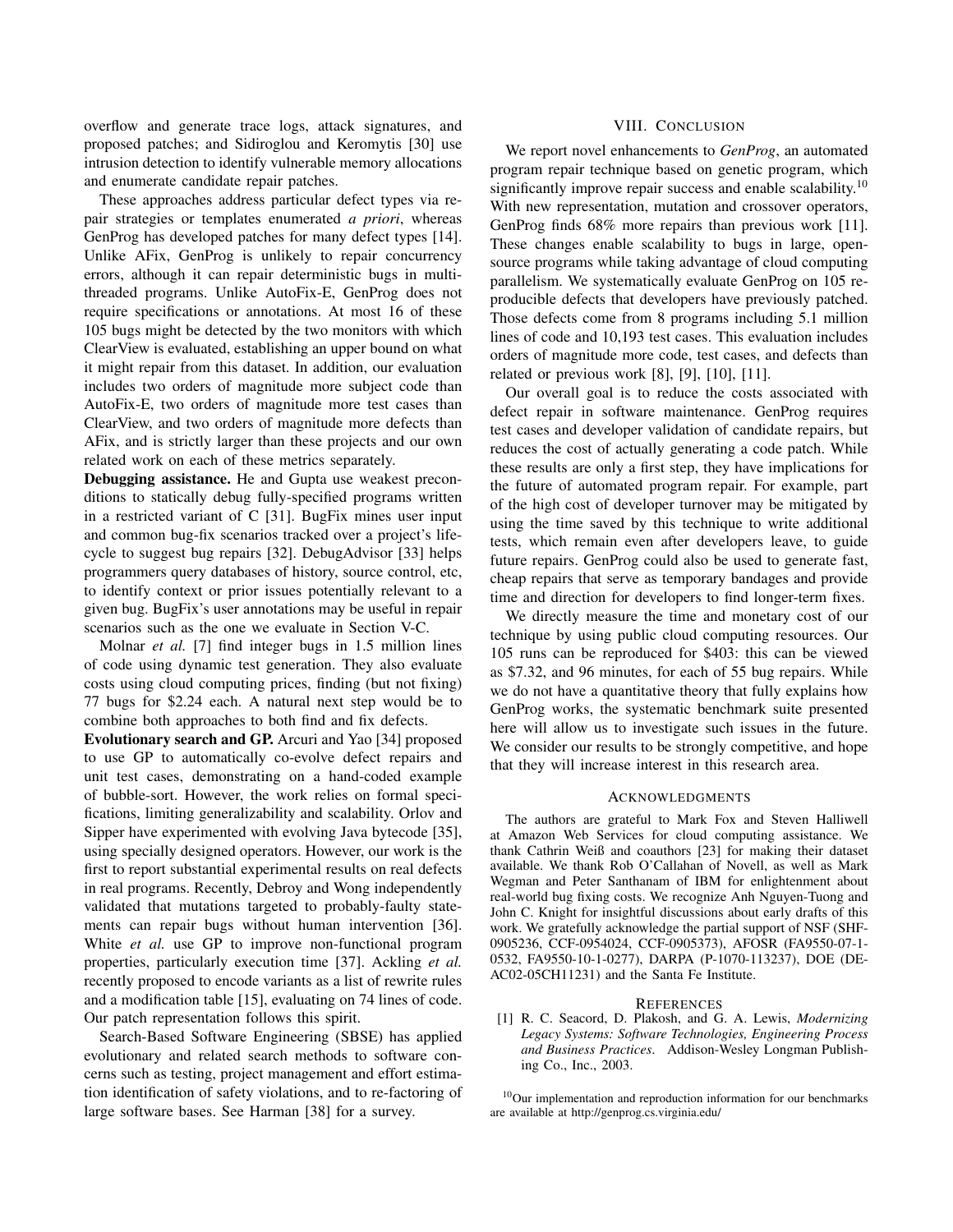overflow and generate trace logs, attack signatures, and proposed patches; and Sidiroglou and Keromytis [30] use intrusion detection to identify vulnerable memory allocations and enumerate candidate repair patches.

These approaches address particular defect types via repair strategies or templates enumerated *a priori*, whereas GenProg has developed patches for many defect types [14]. Unlike AFix, GenProg is unlikely to repair concurrency errors, although it can repair deterministic bugs in multi-threaded programs. Unlike AutoFix-E, GenProg does not require specifications or annotations. At most 16 of these 105 bugs might be detected by the two monitors with which ClearView is evaluated, establishing an upper bound on what it might repair from this dataset. In addition, our evaluation includes two orders of magnitude more subject code than AutoFix-E, two orders of magnitude more test cases than ClearView, and two orders of magnitude more defects than AFix, and is strictly larger than these projects and our own related work on each of these metrics separately.

**Debugging assistance.** He and Gupta use weakest preconditions to statically debug fully-specified programs written in a restricted variant of C [31]. BugFix mines user input and common bug-fix scenarios tracked over a project's lifecycle to suggest bug repairs [32]. DebugAdvisor [33] helps programmers query databases of history, source control, etc, to identify context or prior issues potentially relevant to a given bug. BugFix's user annotations may be useful in repair scenarios such as the one we evaluate in Section V-C.

Molnar *et al.* [7] find integer bugs in 1.5 million lines of code using dynamic test generation. They also evaluate costs using cloud computing prices, finding (but not fixing) 77 bugs for \$2.24 each. A natural next step would be to combine both approaches to both find and fix defects.

**Evolutionary search and GP.** Arcuri and Yao [34] proposed to use GP to automatically co-evolve defect repairs and unit test cases, demonstrating on a hand-coded example of bubble-sort. However, the work relies on formal specifications, limiting generalizability and scalability. Orlov and Sipper have experimented with evolving Java bytecode [35], using specially designed operators. However, our work is the first to report substantial experimental results on real defects in real programs. Recently, Debroy and Wong independently validated that mutations targeted to probably-faulty statements can repair bugs without human intervention [36]. White *et al.* use GP to improve non-functional program properties, particularly execution time [37]. Ackling *et al.* recently proposed to encode variants as a list of rewrite rules and a modification table [15], evaluating on 74 lines of code. Our patch representation follows this spirit.

Search-Based Software Engineering (SBSE) has applied evolutionary and related search methods to software concerns such as testing, project management and effort estimation identification of safety violations, and to re-factoring of large software bases. See Harman [38] for a survey.

## VIII. Conclusion

We report novel enhancements to *GenProg*, an automated program repair technique based on genetic program, which significantly improve repair success and enable scalability.[10] With new representation, mutation and crossover operators, GenProg finds 68% more repairs than previous work [11]. These changes enable scalability to bugs in large, open-source programs while taking advantage of cloud computing parallelism. We systematically evaluate GenProg on 105 reproducible defects that developers have previously patched. Those defects come from 8 programs including 5.1 million lines of code and 10,193 test cases. This evaluation includes orders of magnitude more code, test cases, and defects than related or previous work [8], [9], [10], [11].

Our overall goal is to reduce the costs associated with defect repair in software maintenance. GenProg requires test cases and developer validation of candidate repairs, but reduces the cost of actually generating a code patch. While these results are only a first step, they have implications for the future of automated program repair. For example, part of the high cost of developer turnover may be mitigated by using the time saved by this technique to write additional tests, which remain even after developers leave, to guide future repairs. GenProg could also be used to generate fast, cheap repairs that serve as temporary bandages and provide time and direction for developers to find longer-term fixes.

We directly measure the time and monetary cost of our technique by using public cloud computing resources. Our 105 runs can be reproduced for \$403: this can be viewed as \$7.32, and 96 minutes, for each of 55 bug repairs. While we do not have a quantitative theory that fully explains how GenProg works, the systematic benchmark suite presented here will allow us to investigate such issues in the future. We consider our results to be strongly competitive, and hope that they will increase interest in this research area.

## Acknowledgments

The authors are grateful to Mark Fox and Steven Halliwell at Amazon Web Services for cloud computing assistance. We thank Cathrin Weiß and coauthors [23] for making their dataset available. We thank Rob O'Callahan of Novell, as well as Mark Wegman and Peter Santhanam of IBM for enlightenment about real-world bug fixing costs. We recognize Anh Nguyen-Tuong and John C. Knight for insightful discussions about early drafts of this work. We gratefully acknowledge the partial support of NSF (SHF-0905236, CCF-0954024, CCF-0905373), AFOSR (FA9550-07-1-0532, FA9550-10-1-0277), DARPA (P-1070-113237), DOE (DE-AC02-05CH11231) and the Santa Fe Institute.

## References

[1] R. C. Seacord, D. Plakosh, and G. A. Lewis, *Modernizing Legacy Systems: Software Technologies, Engineering Process and Business Practices*. Addison-Wesley Longman Publishing Co., Inc., 2003.

[10] Our implementation and reproduction information for our benchmarks are available at http://genprog.cs.virginia.edu/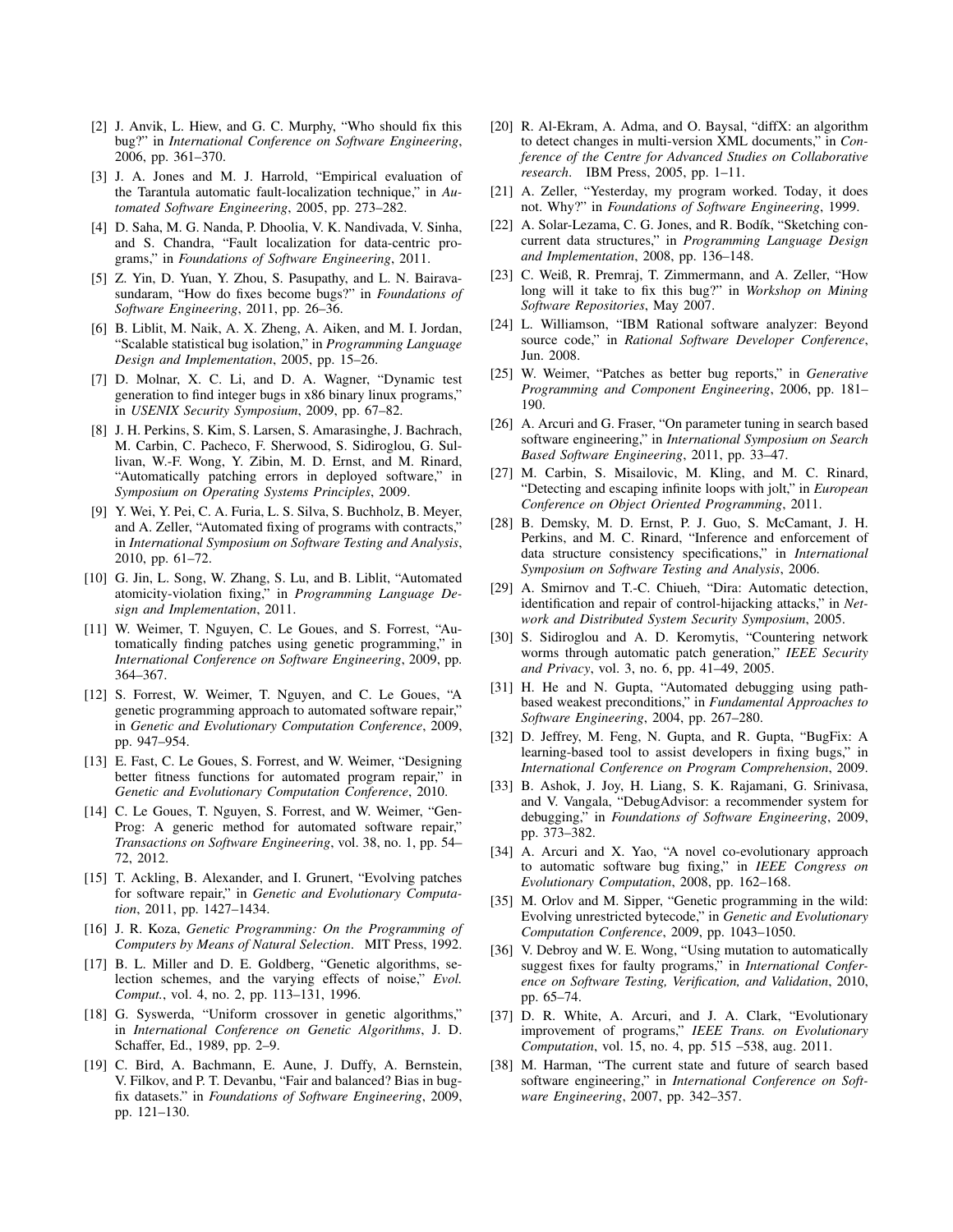[2] J. Anvik, L. Hiew, and G. C. Murphy, "Who should fix this bug?" in *International Conference on Software Engineering*, 2006, pp. 361–370.

[3] J. A. Jones and M. J. Harrold, "Empirical evaluation of the Tarantula automatic fault-localization technique," in *Automated Software Engineering*, 2005, pp. 273–282.

[4] D. Saha, M. G. Nanda, P. Dhoolia, V. K. Nandivada, V. Sinha, and S. Chandra, "Fault localization for data-centric programs," in *Foundations of Software Engineering*, 2011.

[5] Z. Yin, D. Yuan, Y. Zhou, S. Pasupathy, and L. N. Bairavasundaram, "How do fixes become bugs?" in *Foundations of Software Engineering*, 2011, pp. 26–36.

[6] B. Liblit, M. Naik, A. X. Zheng, A. Aiken, and M. I. Jordan, "Scalable statistical bug isolation," in *Programming Language Design and Implementation*, 2005, pp. 15–26.

[7] D. Molnar, X. C. Li, and D. A. Wagner, "Dynamic test generation to find integer bugs in x86 binary linux programs," in *USENIX Security Symposium*, 2009, pp. 67–82.

[8] J. H. Perkins, S. Kim, S. Larsen, S. Amarasinghe, J. Bachrach, M. Carbin, C. Pacheco, F. Sherwood, S. Sidiroglou, G. Sullivan, W.-F. Wong, Y. Zibin, M. D. Ernst, and M. Rinard, "Automatically patching errors in deployed software," in *Symposium on Operating Systems Principles*, 2009.

[9] Y. Wei, Y. Pei, C. A. Furia, L. S. Silva, S. Buchholz, B. Meyer, and A. Zeller, "Automated fixing of programs with contracts," in *International Symposium on Software Testing and Analysis*, 2010, pp. 61–72.

[10] G. Jin, L. Song, W. Zhang, S. Lu, and B. Liblit, "Automated atomicity-violation fixing," in *Programming Language Design and Implementation*, 2011.

[11] W. Weimer, T. Nguyen, C. Le Goues, and S. Forrest, "Automatically finding patches using genetic programming," in *International Conference on Software Engineering*, 2009, pp. 364–367.

[12] S. Forrest, W. Weimer, T. Nguyen, and C. Le Goues, "A genetic programming approach to automated software repair," in *Genetic and Evolutionary Computation Conference*, 2009, pp. 947–954.

[13] E. Fast, C. Le Goues, S. Forrest, and W. Weimer, "Designing better fitness functions for automated program repair," in *Genetic and Evolutionary Computation Conference*, 2010.

[14] C. Le Goues, T. Nguyen, S. Forrest, and W. Weimer, "GenProg: A generic method for automated software repair," *Transactions on Software Engineering*, vol. 38, no. 1, pp. 54–72, 2012.

[15] T. Ackling, B. Alexander, and I. Grunert, "Evolving patches for software repair," in *Genetic and Evolutionary Computation*, 2011, pp. 1427–1434.

[16] J. R. Koza, *Genetic Programming: On the Programming of Computers by Means of Natural Selection*. MIT Press, 1992.

[17] B. L. Miller and D. E. Goldberg, "Genetic algorithms, selection schemes, and the varying effects of noise," *Evol. Comput.*, vol. 4, no. 2, pp. 113–131, 1996.

[18] G. Syswerda, "Uniform crossover in genetic algorithms," in *International Conference on Genetic Algorithms*, J. D. Schaffer, Ed., 1989, pp. 2–9.

[19] C. Bird, A. Bachmann, E. Aune, J. Duffy, A. Bernstein, V. Filkov, and P. T. Devanbu, "Fair and balanced? Bias in bug-fix datasets." in *Foundations of Software Engineering*, 2009, pp. 121–130.

[20] R. Al-Ekram, A. Adma, and O. Baysal, "diffX: an algorithm to detect changes in multi-version XML documents," in *Conference of the Centre for Advanced Studies on Collaborative research*. IBM Press, 2005, pp. 1–11.

[21] A. Zeller, "Yesterday, my program worked. Today, it does not. Why?" in *Foundations of Software Engineering*, 1999.

[22] A. Solar-Lezama, C. G. Jones, and R. Bodík, "Sketching concurrent data structures," in *Programming Language Design and Implementation*, 2008, pp. 136–148.

[23] C. Weiß, R. Premraj, T. Zimmermann, and A. Zeller, "How long will it take to fix this bug?" in *Workshop on Mining Software Repositories*, May 2007.

[24] L. Williamson, "IBM Rational software analyzer: Beyond source code," in *Rational Software Developer Conference*, Jun. 2008.

[25] W. Weimer, "Patches as better bug reports," in *Generative Programming and Component Engineering*, 2006, pp. 181–190.

[26] A. Arcuri and G. Fraser, "On parameter tuning in search based software engineering," in *International Symposium on Search Based Software Engineering*, 2011, pp. 33–47.

[27] M. Carbin, S. Misailovic, M. Kling, and M. C. Rinard, "Detecting and escaping infinite loops with jolt," in *European Conference on Object Oriented Programming*, 2011.

[28] B. Demsky, M. D. Ernst, P. J. Guo, S. McCamant, J. H. Perkins, and M. C. Rinard, "Inference and enforcement of data structure consistency specifications," in *International Symposium on Software Testing and Analysis*, 2006.

[29] A. Smirnov and T.-C. Chiueh, "Dira: Automatic detection, identification and repair of control-hijacking attacks," in *Network and Distributed System Security Symposium*, 2005.

[30] S. Sidiroglou and A. D. Keromytis, "Countering network worms through automatic patch generation," *IEEE Security and Privacy*, vol. 3, no. 6, pp. 41–49, 2005.

[31] H. He and N. Gupta, "Automated debugging using path-based weakest preconditions," in *Fundamental Approaches to Software Engineering*, 2004, pp. 267–280.

[32] D. Jeffrey, M. Feng, N. Gupta, and R. Gupta, "BugFix: A learning-based tool to assist developers in fixing bugs," in *International Conference on Program Comprehension*, 2009.

[33] B. Ashok, J. Joy, H. Liang, S. K. Rajamani, G. Srinivasa, and V. Vangala, "DebugAdvisor: a recommender system for debugging," in *Foundations of Software Engineering*, 2009, pp. 373–382.

[34] A. Arcuri and X. Yao, "A novel co-evolutionary approach to automatic software bug fixing," in *IEEE Congress on Evolutionary Computation*, 2008, pp. 162–168.

[35] M. Orlov and M. Sipper, "Genetic programming in the wild: Evolving unrestricted bytecode," in *Genetic and Evolutionary Computation Conference*, 2009, pp. 1043–1050.

[36] V. Debroy and W. E. Wong, "Using mutation to automatically suggest fixes for faulty programs," in *International Conference on Software Testing, Verification, and Validation*, 2010, pp. 65–74.

[37] D. R. White, A. Arcuri, and J. A. Clark, "Evolutionary improvement of programs," *IEEE Trans. on Evolutionary Computation*, vol. 15, no. 4, pp. 515 –538, aug. 2011.

[38] M. Harman, "The current state and future of search based software engineering," in *International Conference on Software Engineering*, 2007, pp. 342–357.